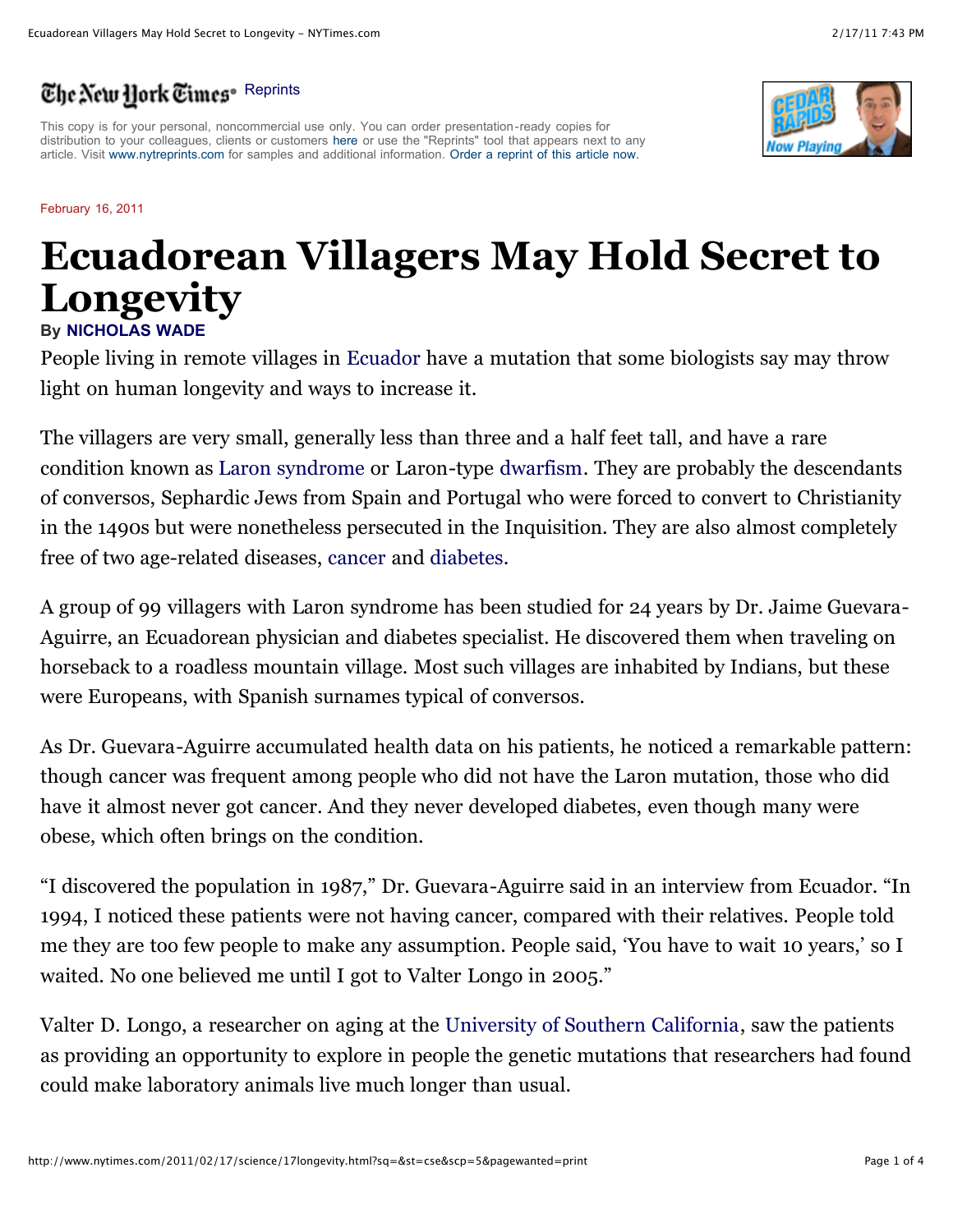The New York Times Reprints

This copy is for your personal, noncommercial use only. You can order presentation-ready copies for distribution to your colleagues, clients or customers here or use the "Reprints" tool that appears next to any article. Visit www.nytreprints.com for samples and additional information. Order a reprint of this article now.

February 16, 2011

# Ecuadorean Villagers May Hold Secret to Longevity

By NICHOLAS WADE

People living in remote villages in Ecuador have a mutation that some biologists say may throw light on human longevity and ways to increase it.

The villagers are very small, generally less than three and a half feet tall, and have a rare condition known as Laron syndrome or Laron-type dwarfism. They are probably the descendants of conversos, Sephardic Jews from Spain and Portugal who were forced to convert to Christianity in the 1490s but were nonetheless persecuted in the Inquisition. They are also almost completely free of two age-related diseases, cancer and diabetes.

A group of 99 villagers with Laron syndrome has been studied for 24 years by Dr. Jaime Guevara-Aguirre, an Ecuadorean physician and diabetes specialist. He discovered them when traveling on horseback to a roadless mountain village. Most such villages are inhabited by Indians, but these were Europeans, with Spanish surnames typical of conversos.

As Dr. Guevara-Aguirre accumulated health data on his patients, he noticed a remarkable pattern: though cancer was frequent among people who did not have the Laron mutation, those who did have it almost never got cancer. And they never developed diabetes, even though many were obese, which often brings on the condition.

“I discovered the population in 1987,” Dr. Guevara-Aguirre said in an interview from Ecuador. “In 1994, I noticed these patients were not having cancer, compared with their relatives. People told me they are too few people to make any assumption. People said, ‘You have to wait 10 years,’ so I waited. No one believed me until I got to Valter Longo in 2005.”

Valter D. Longo, a researcher on aging at the University of Southern California, saw the patients as providing an opportunity to explore in people the genetic mutations that researchers had found could make laboratory animals live much longer than usual.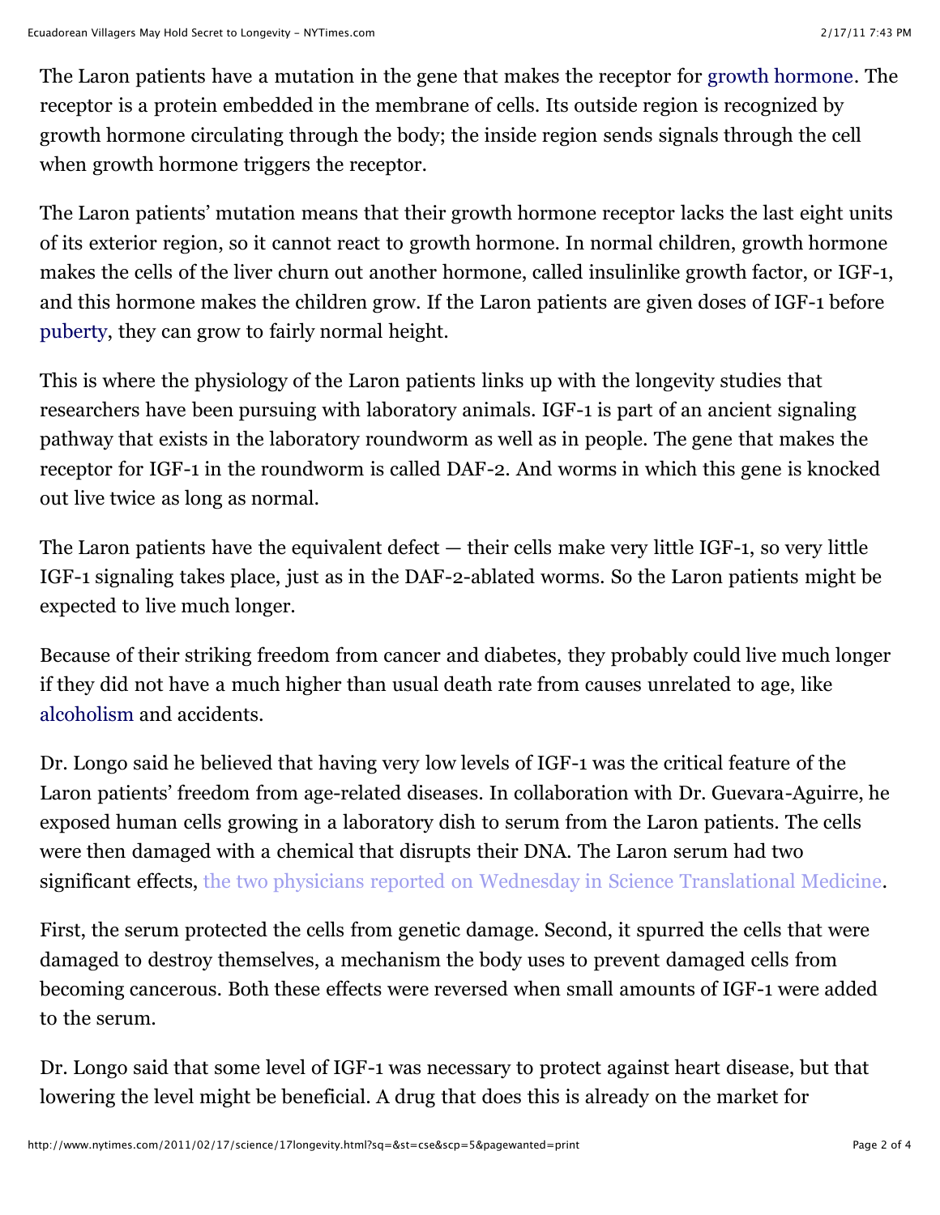The Laron patients have a mutation in the gene that makes the receptor for growth hormone. The receptor is a protein embedded in the membrane of cells. Its outside region is recognized by growth hormone circulating through the body; the inside region sends signals through the cell when growth hormone triggers the receptor.

The Laron patients' mutation means that their growth hormone receptor lacks the last eight units of its exterior region, so it cannot react to growth hormone. In normal children, growth hormone makes the cells of the liver churn out another hormone, called insulinlike growth factor, or IGF-1, and this hormone makes the children grow. If the Laron patients are given doses of IGF-1 before puberty, they can grow to fairly normal height.

This is where the physiology of the Laron patients links up with the longevity studies that researchers have been pursuing with laboratory animals. IGF-1 is part of an ancient signaling pathway that exists in the laboratory roundworm as well as in people. The gene that makes the receptor for IGF-1 in the roundworm is called DAF-2. And worms in which this gene is knocked out live twice as long as normal.

The Laron patients have the equivalent defect — their cells make very little IGF-1, so very little IGF-1 signaling takes place, just as in the DAF-2-ablated worms. So the Laron patients might be expected to live much longer.

Because of their striking freedom from cancer and diabetes, they probably could live much longer if they did not have a much higher than usual death rate from causes unrelated to age, like alcoholism and accidents.

Dr. Longo said he believed that having very low levels of IGF-1 was the critical feature of the Laron patients' freedom from age-related diseases. In collaboration with Dr. Guevara-Aguirre, he exposed human cells growing in a laboratory dish to serum from the Laron patients. The cells were then damaged with a chemical that disrupts their DNA. The Laron serum had two significant effects, the two physicians reported on Wednesday in Science Translational Medicine.

First, the serum protected the cells from genetic damage. Second, it spurred the cells that were damaged to destroy themselves, a mechanism the body uses to prevent damaged cells from becoming cancerous. Both these effects were reversed when small amounts of IGF-1 were added to the serum.

Dr. Longo said that some level of IGF-1 was necessary to protect against heart disease, but that lowering the level might be beneficial. A drug that does this is already on the market for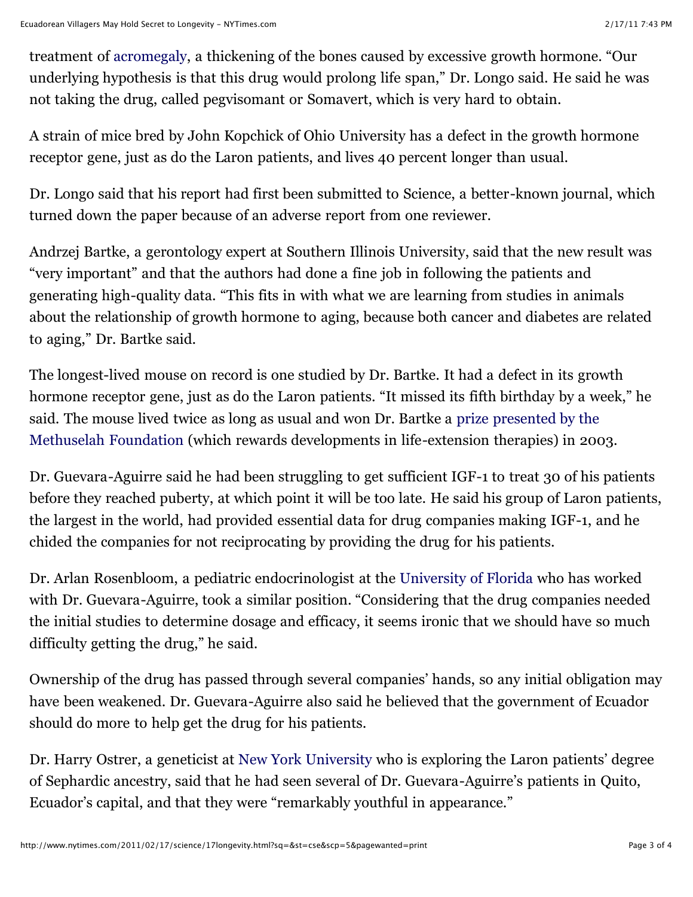treatment of acromegaly, a thickening of the bones caused by excessive growth hormone. “Our underlying hypothesis is that this drug would prolong life span,” Dr. Longo said. He said he was not taking the drug, called pegvisomant or Somavert, which is very hard to obtain.

A strain of mice bred by John Kopchick of Ohio University has a defect in the growth hormone receptor gene, just as do the Laron patients, and lives 40 percent longer than usual.

Dr. Longo said that his report had first been submitted to Science, a better-known journal, which turned down the paper because of an adverse report from one reviewer.

Andrzej Bartke, a gerontology expert at Southern Illinois University, said that the new result was “very important” and that the authors had done a fine job in following the patients and generating high-quality data. “This fits in with what we are learning from studies in animals about the relationship of growth hormone to aging, because both cancer and diabetes are related to aging,” Dr. Bartke said.

The longest-lived mouse on record is one studied by Dr. Bartke. It had a defect in its growth hormone receptor gene, just as do the Laron patients. “It missed its fifth birthday by a week,” he said. The mouse lived twice as long as usual and won Dr. Bartke a prize presented by the Methuselah Foundation (which rewards developments in life-extension therapies) in 2003.

Dr. Guevara-Aguirre said he had been struggling to get sufficient IGF-1 to treat 30 of his patients before they reached puberty, at which point it will be too late. He said his group of Laron patients, the largest in the world, had provided essential data for drug companies making IGF-1, and he chided the companies for not reciprocating by providing the drug for his patients.

Dr. Arlan Rosenbloom, a pediatric endocrinologist at the University of Florida who has worked with Dr. Guevara-Aguirre, took a similar position. “Considering that the drug companies needed the initial studies to determine dosage and efficacy, it seems ironic that we should have so much difficulty getting the drug,” he said.

Ownership of the drug has passed through several companies’ hands, so any initial obligation may have been weakened. Dr. Guevara-Aguirre also said he believed that the government of Ecuador should do more to help get the drug for his patients.

Dr. Harry Ostrer, a geneticist at New York University who is exploring the Laron patients’ degree of Sephardic ancestry, said that he had seen several of Dr. Guevara-Aguirre’s patients in Quito, Ecuador’s capital, and that they were “remarkably youthful in appearance.”